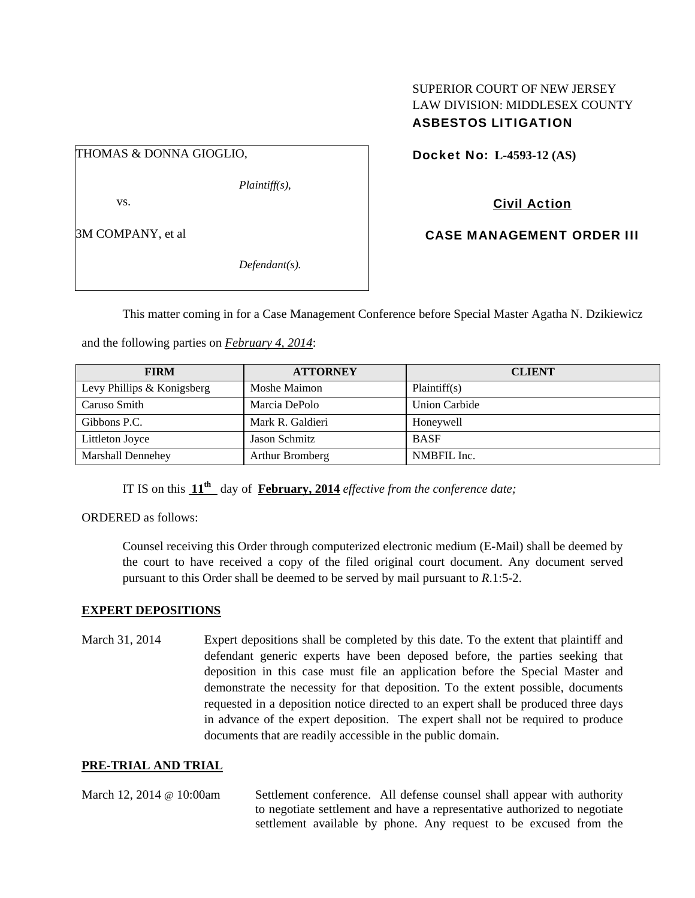SUPERIOR COURT OF NEW JERSEY
LAW DIVISION: MIDDLESEX COUNTY
**ASBESTOS LITIGATION**

THOMAS & DONNA GIOGLIO,

*Plaintiff(s),*

vs.

3M COMPANY, et al

*Defendant(s).*

**Docket No: L-4593-12 (AS)**

**Civil Action**

**CASE MANAGEMENT ORDER III**

This matter coming in for a Case Management Conference before Special Master Agatha N. Dzikiewicz and the following parties on ***February 4, 2014***:

| FIRM | ATTORNEY | CLIENT |
|---|---|---|
| Levy Phillips & Konigsberg | Moshe Maimon | Plaintiff(s) |
| Caruso Smith | Marcia DePolo | Union Carbide |
| Gibbons P.C. | Mark R. Galdieri | Honeywell |
| Littleton Joyce | Jason Schmitz | BASF |
| Marshall Dennehey | Arthur Bromberg | NMBFIL Inc. |

IT IS on this **11th** day of **February, 2014** *effective from the conference date;*

ORDERED as follows:

Counsel receiving this Order through computerized electronic medium (E-Mail) shall be deemed by the court to have received a copy of the filed original court document. Any document served pursuant to this Order shall be deemed to be served by mail pursuant to *R*.1:5-2.

**EXPERT DEPOSITIONS**

March 31, 2014 — Expert depositions shall be completed by this date. To the extent that plaintiff and defendant generic experts have been deposed before, the parties seeking that deposition in this case must file an application before the Special Master and demonstrate the necessity for that deposition. To the extent possible, documents requested in a deposition notice directed to an expert shall be produced three days in advance of the expert deposition. The expert shall not be required to produce documents that are readily accessible in the public domain.

**PRE-TRIAL AND TRIAL**

March 12, 2014 @ 10:00am — Settlement conference. All defense counsel shall appear with authority to negotiate settlement and have a representative authorized to negotiate settlement available by phone. Any request to be excused from the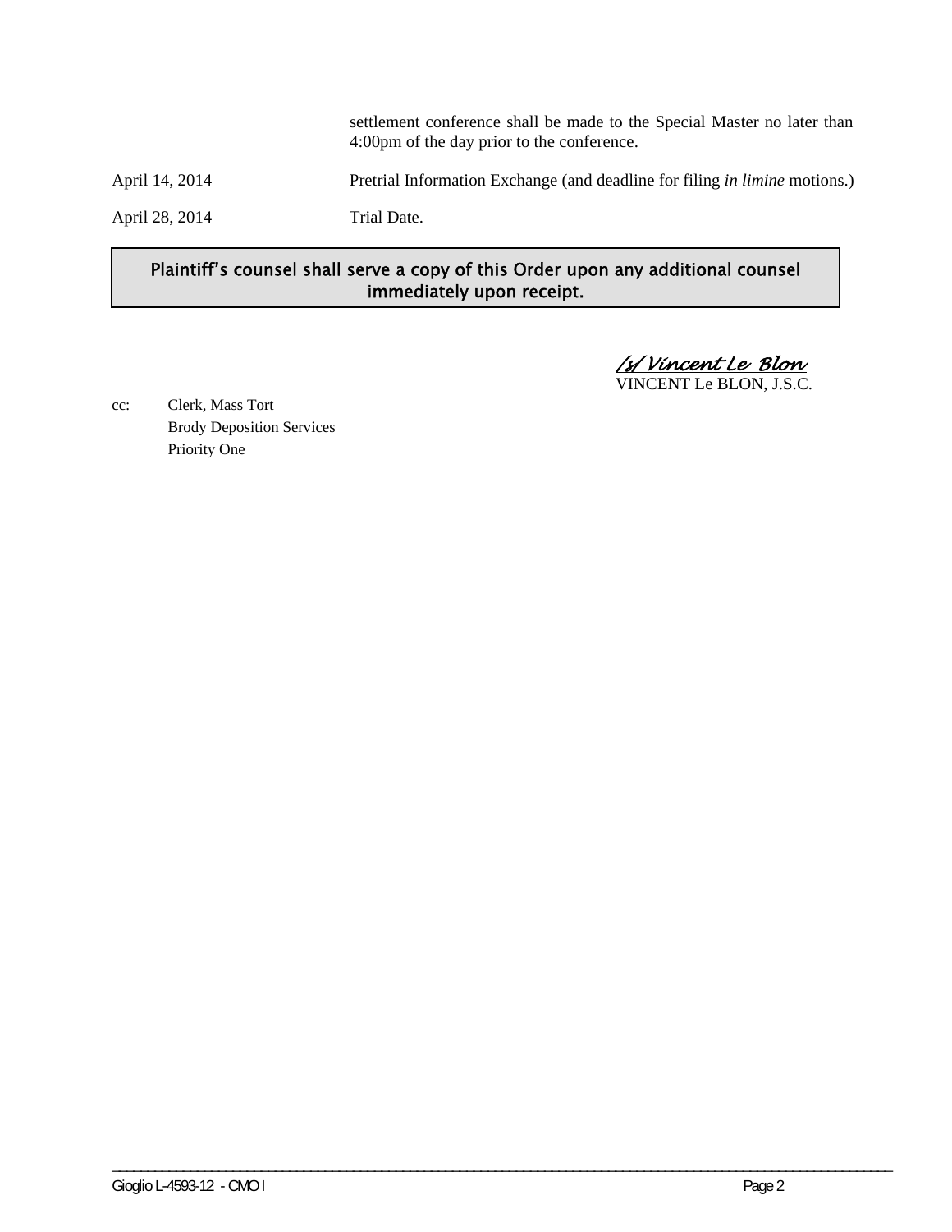| | |
|---|---|
| | settlement conference shall be made to the Special Master no later than 4:00pm of the day prior to the conference. |
| April 14, 2014 | Pretrial Information Exchange (and deadline for filing *in limine* motions.) |
| April 28, 2014 | Trial Date. |

**Plaintiff's counsel shall serve a copy of this Order upon any additional counsel immediately upon receipt.**

/s/ Vincent Le Blon
VINCENT Le BLON, J.S.C.

cc: Clerk, Mass Tort
Brody Deposition Services
Priority One